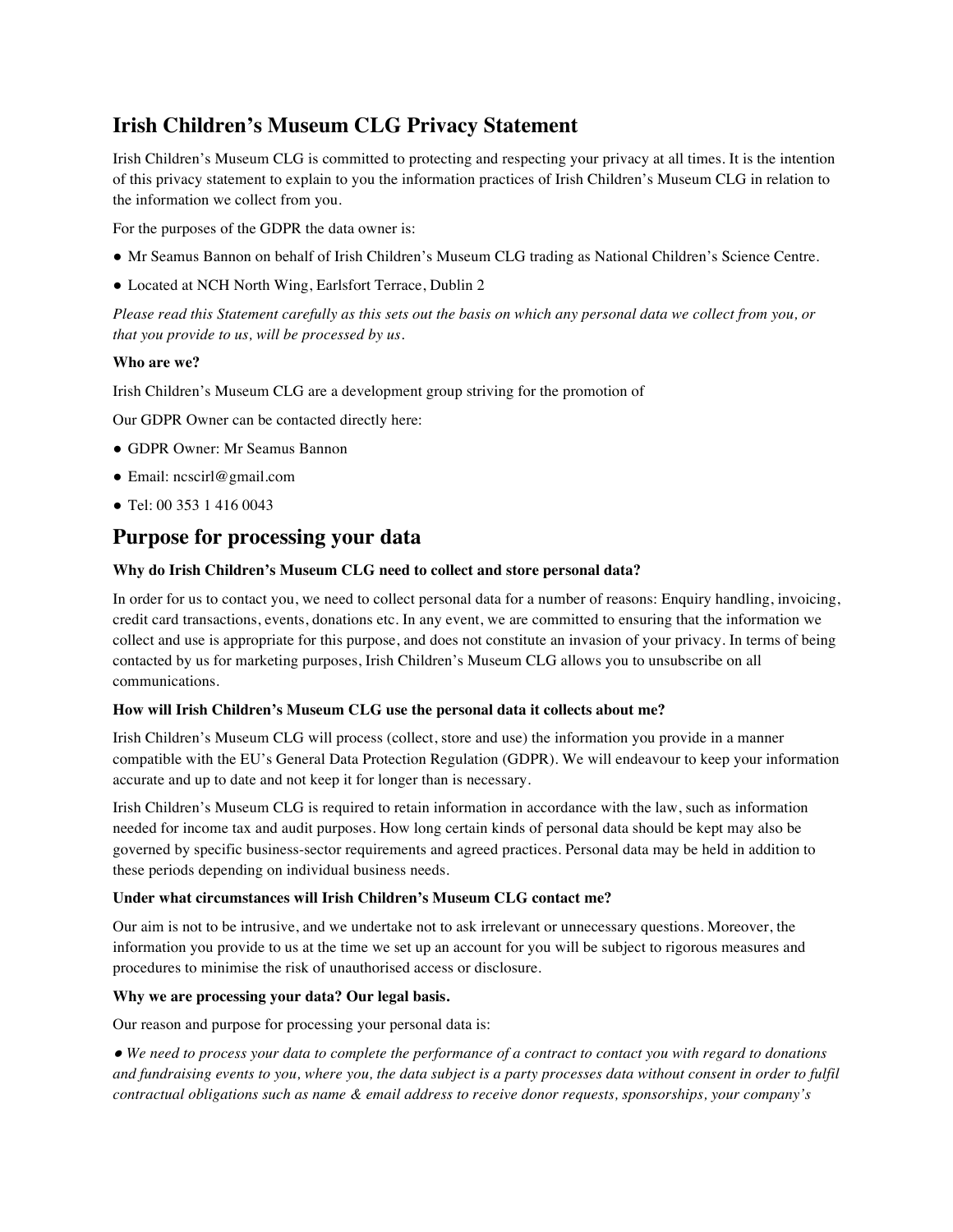# Irish Children's Museum CLG Privacy Statement

Irish Children's Museum CLG is committed to protecting and respecting your privacy at all times. It is the intention of this privacy statement to explain to you the information practices of Irish Children's Museum CLG in relation to the information we collect from you.

For the purposes of the GDPR the data owner is:

- Mr Seamus Bannon on behalf of Irish Children's Museum CLG trading as National Children's Science Centre.
- Located at NCH North Wing, Earlsfort Terrace, Dublin 2

*Please read this Statement carefully as this sets out the basis on which any personal data we collect from you, or that you provide to us, will be processed by us.*

**Who are we?**

Irish Children's Museum CLG are a development group striving for the promotion of

Our GDPR Owner can be contacted directly here:

- GDPR Owner: Mr Seamus Bannon
- Email: ncscirl@gmail.com
- Tel: 00 353 1 416 0043

## Purpose for processing your data

**Why do Irish Children's Museum CLG need to collect and store personal data?**

In order for us to contact you, we need to collect personal data for a number of reasons: Enquiry handling, invoicing, credit card transactions, events, donations etc. In any event, we are committed to ensuring that the information we collect and use is appropriate for this purpose, and does not constitute an invasion of your privacy. In terms of being contacted by us for marketing purposes, Irish Children's Museum CLG allows you to unsubscribe on all communications.

**How will Irish Children's Museum CLG use the personal data it collects about me?**

Irish Children's Museum CLG will process (collect, store and use) the information you provide in a manner compatible with the EU's General Data Protection Regulation (GDPR). We will endeavour to keep your information accurate and up to date and not keep it for longer than is necessary.

Irish Children's Museum CLG is required to retain information in accordance with the law, such as information needed for income tax and audit purposes. How long certain kinds of personal data should be kept may also be governed by specific business-sector requirements and agreed practices. Personal data may be held in addition to these periods depending on individual business needs.

**Under what circumstances will Irish Children's Museum CLG contact me?**

Our aim is not to be intrusive, and we undertake not to ask irrelevant or unnecessary questions. Moreover, the information you provide to us at the time we set up an account for you will be subject to rigorous measures and procedures to minimise the risk of unauthorised access or disclosure.

**Why we are processing your data? Our legal basis.**

Our reason and purpose for processing your personal data is:

*● We need to process your data to complete the performance of a contract to contact you with regard to donations and fundraising events to you, where you, the data subject is a party processes data without consent in order to fulfil contractual obligations such as name & email address to receive donor requests, sponsorships, your company's*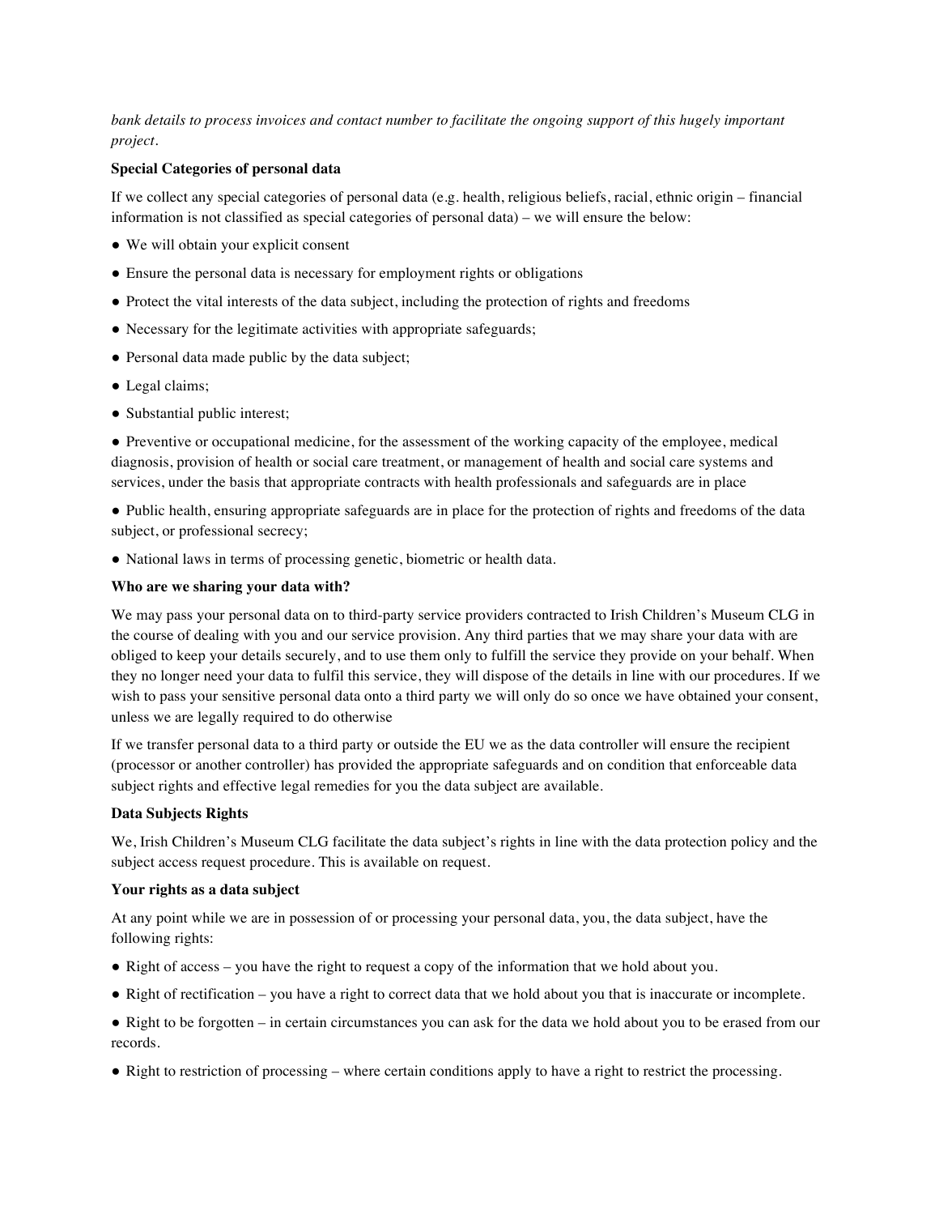*bank details to process invoices and contact number to facilitate the ongoing support of this hugely important project.*

**Special Categories of personal data**

If we collect any special categories of personal data (e.g. health, religious beliefs, racial, ethnic origin – financial information is not classified as special categories of personal data) – we will ensure the below:

- We will obtain your explicit consent
- Ensure the personal data is necessary for employment rights or obligations
- Protect the vital interests of the data subject, including the protection of rights and freedoms
- Necessary for the legitimate activities with appropriate safeguards;
- Personal data made public by the data subject;
- Legal claims;
- Substantial public interest;
- Preventive or occupational medicine, for the assessment of the working capacity of the employee, medical diagnosis, provision of health or social care treatment, or management of health and social care systems and services, under the basis that appropriate contracts with health professionals and safeguards are in place
- Public health, ensuring appropriate safeguards are in place for the protection of rights and freedoms of the data subject, or professional secrecy;
- National laws in terms of processing genetic, biometric or health data.

**Who are we sharing your data with?**

We may pass your personal data on to third-party service providers contracted to Irish Children's Museum CLG in the course of dealing with you and our service provision. Any third parties that we may share your data with are obliged to keep your details securely, and to use them only to fulfill the service they provide on your behalf. When they no longer need your data to fulfil this service, they will dispose of the details in line with our procedures. If we wish to pass your sensitive personal data onto a third party we will only do so once we have obtained your consent, unless we are legally required to do otherwise

If we transfer personal data to a third party or outside the EU we as the data controller will ensure the recipient (processor or another controller) has provided the appropriate safeguards and on condition that enforceable data subject rights and effective legal remedies for you the data subject are available.

**Data Subjects Rights**

We, Irish Children's Museum CLG facilitate the data subject's rights in line with the data protection policy and the subject access request procedure. This is available on request.

**Your rights as a data subject**

At any point while we are in possession of or processing your personal data, you, the data subject, have the following rights:

- Right of access – you have the right to request a copy of the information that we hold about you.
- Right of rectification – you have a right to correct data that we hold about you that is inaccurate or incomplete.
- Right to be forgotten – in certain circumstances you can ask for the data we hold about you to be erased from our records.
- Right to restriction of processing – where certain conditions apply to have a right to restrict the processing.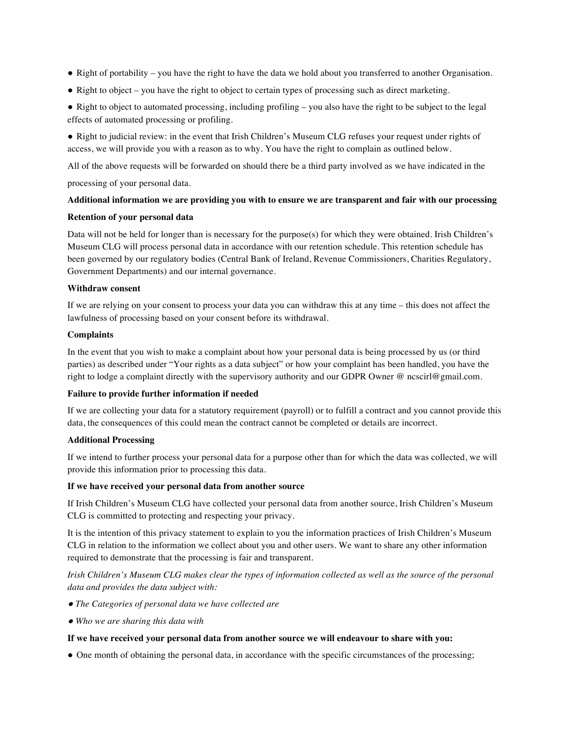- Right of portability – you have the right to have the data we hold about you transferred to another Organisation.
- Right to object – you have the right to object to certain types of processing such as direct marketing.
- Right to object to automated processing, including profiling – you also have the right to be subject to the legal effects of automated processing or profiling.
- Right to judicial review: in the event that Irish Children's Museum CLG refuses your request under rights of access, we will provide you with a reason as to why. You have the right to complain as outlined below.

All of the above requests will be forwarded on should there be a third party involved as we have indicated in the processing of your personal data.

**Additional information we are providing you with to ensure we are transparent and fair with our processing**

**Retention of your personal data**

Data will not be held for longer than is necessary for the purpose(s) for which they were obtained. Irish Children's Museum CLG will process personal data in accordance with our retention schedule. This retention schedule has been governed by our regulatory bodies (Central Bank of Ireland, Revenue Commissioners, Charities Regulatory, Government Departments) and our internal governance.

**Withdraw consent**

If we are relying on your consent to process your data you can withdraw this at any time – this does not affect the lawfulness of processing based on your consent before its withdrawal.

**Complaints**

In the event that you wish to make a complaint about how your personal data is being processed by us (or third parties) as described under "Your rights as a data subject" or how your complaint has been handled, you have the right to lodge a complaint directly with the supervisory authority and our GDPR Owner @ ncscirl@gmail.com.

**Failure to provide further information if needed**

If we are collecting your data for a statutory requirement (payroll) or to fulfill a contract and you cannot provide this data, the consequences of this could mean the contract cannot be completed or details are incorrect.

**Additional Processing**

If we intend to further process your personal data for a purpose other than for which the data was collected, we will provide this information prior to processing this data.

**If we have received your personal data from another source**

If Irish Children's Museum CLG have collected your personal data from another source, Irish Children's Museum CLG is committed to protecting and respecting your privacy.

It is the intention of this privacy statement to explain to you the information practices of Irish Children's Museum CLG in relation to the information we collect about you and other users. We want to share any other information required to demonstrate that the processing is fair and transparent.

*Irish Children's Museum CLG makes clear the types of information collected as well as the source of the personal data and provides the data subject with:*

- *The Categories of personal data we have collected are*
- *Who we are sharing this data with*

**If we have received your personal data from another source we will endeavour to share with you:**

- One month of obtaining the personal data, in accordance with the specific circumstances of the processing;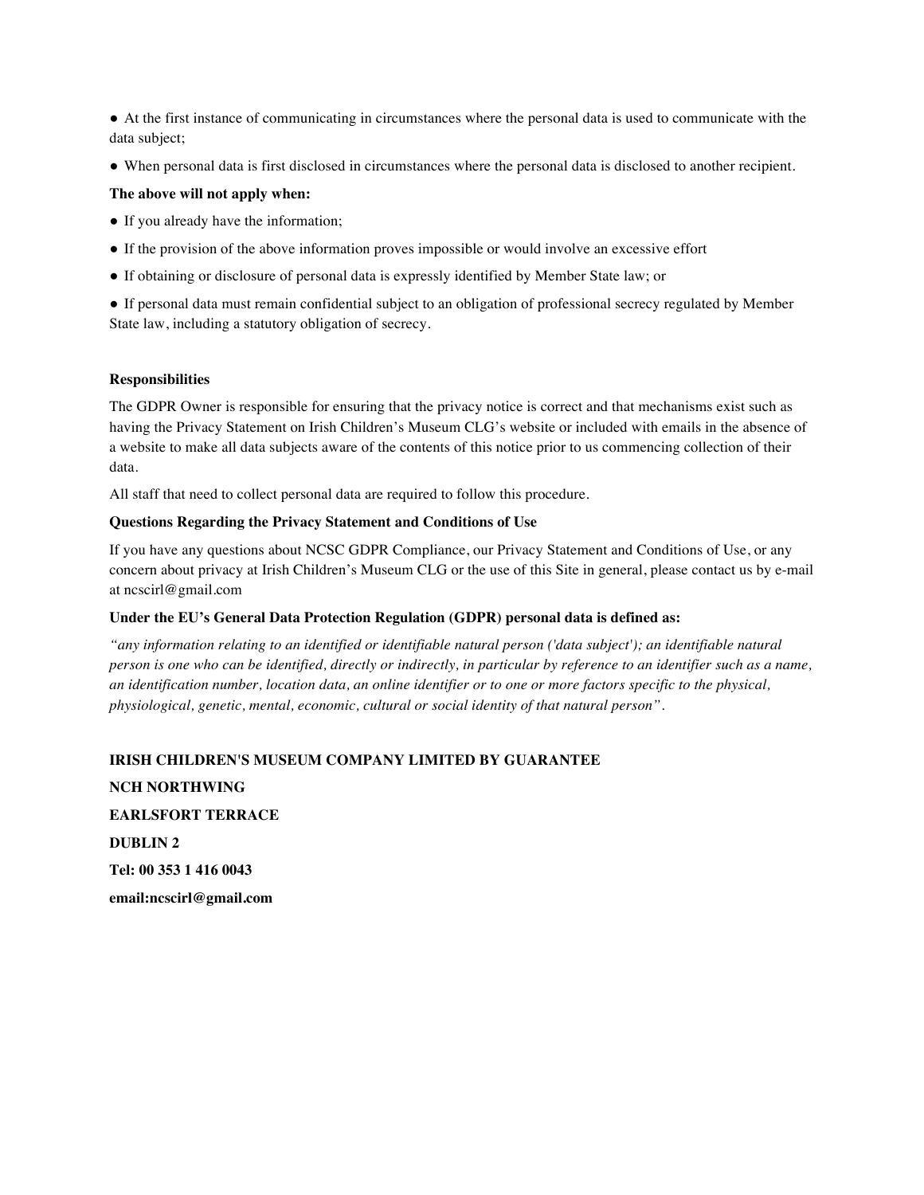- At the first instance of communicating in circumstances where the personal data is used to communicate with the data subject;
- When personal data is first disclosed in circumstances where the personal data is disclosed to another recipient.

**The above will not apply when:**

- If you already have the information;
- If the provision of the above information proves impossible or would involve an excessive effort
- If obtaining or disclosure of personal data is expressly identified by Member State law; or
- If personal data must remain confidential subject to an obligation of professional secrecy regulated by Member State law, including a statutory obligation of secrecy.

**Responsibilities**

The GDPR Owner is responsible for ensuring that the privacy notice is correct and that mechanisms exist such as having the Privacy Statement on Irish Children's Museum CLG's website or included with emails in the absence of a website to make all data subjects aware of the contents of this notice prior to us commencing collection of their data.

All staff that need to collect personal data are required to follow this procedure.

**Questions Regarding the Privacy Statement and Conditions of Use**

If you have any questions about NCSC GDPR Compliance, our Privacy Statement and Conditions of Use, or any concern about privacy at Irish Children's Museum CLG or the use of this Site in general, please contact us by e-mail at ncscirl@gmail.com

**Under the EU's General Data Protection Regulation (GDPR) personal data is defined as:**

*"any information relating to an identified or identifiable natural person ('data subject'); an identifiable natural person is one who can be identified, directly or indirectly, in particular by reference to an identifier such as a name, an identification number, location data, an online identifier or to one or more factors specific to the physical, physiological, genetic, mental, economic, cultural or social identity of that natural person".*

**IRISH CHILDREN'S MUSEUM COMPANY LIMITED BY GUARANTEE**

**NCH NORTHWING**

**EARLSFORT TERRACE**

**DUBLIN 2**

**Tel: 00 353 1 416 0043**

**email:ncscirl@gmail.com**